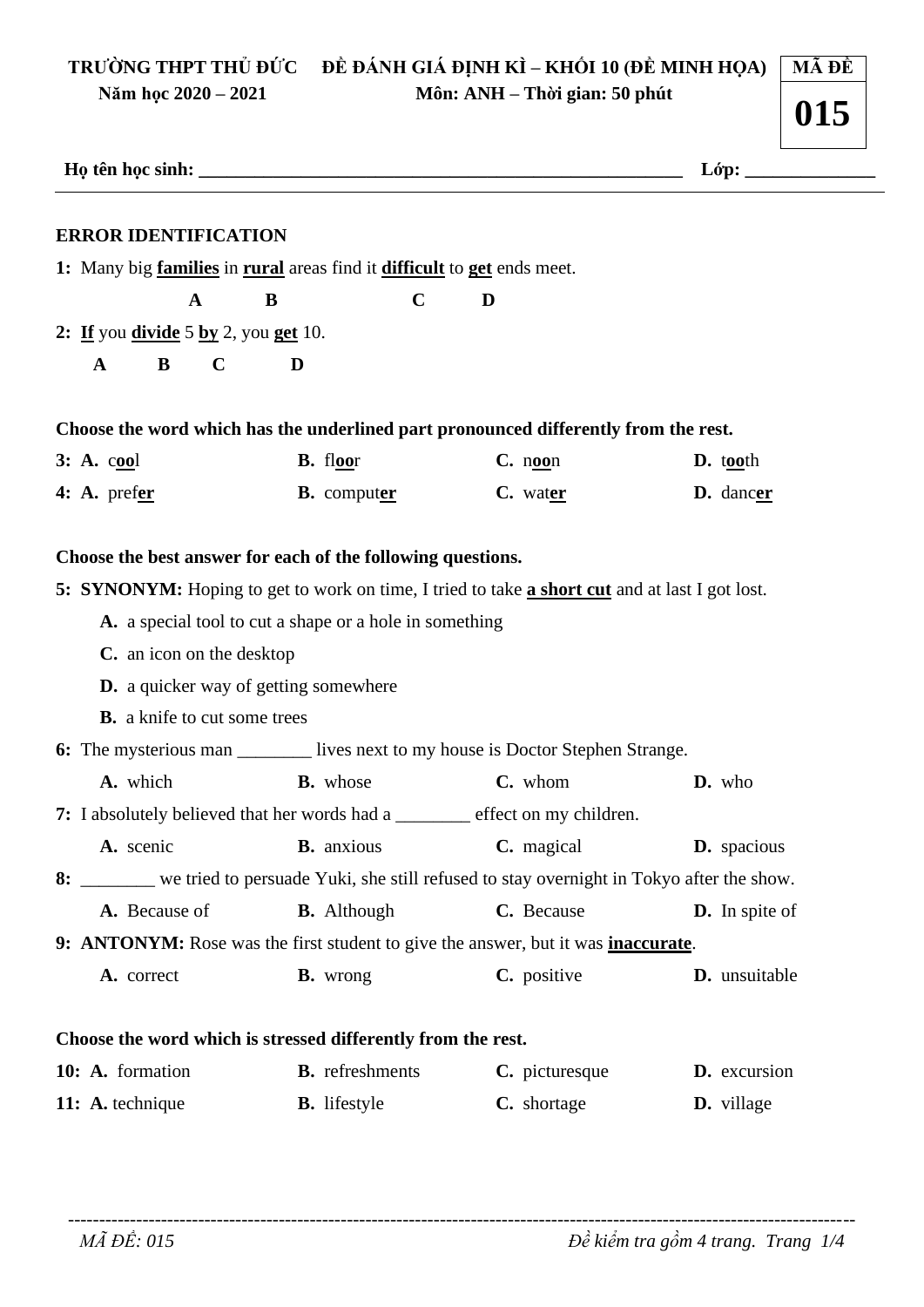**TRƯỜNG THPT THỦ ĐỨC** **ĐỀ ĐÁNH GIÁ ĐỊNH KÌ – KHỐI 10 (ĐỀ MINH HỌA)**

**Năm học 2020 – 2021** **Môn: ANH – Thời gian: 50 phút**

| MÃ ĐỀ |
| --- |
| **015** |

**Họ tên học sinh: ______________________________________________________ Lớp: ______________**

---

**ERROR IDENTIFICATION**

**1:** Many big **<u>families</u>** in **<u>rural</u>** areas find it **<u>difficult</u>** to **<u>get</u>** ends meet.

**A** **B** **C** **D**

**2:** **<u>If</u>** you **<u>divide</u>** 5 **<u>by</u>** 2, you **<u>get</u>** 10.

**A** **B** **C** **D**

**Choose the word which has the underlined part pronounced differently from the rest.**

**3:** **A.** c**<u>oo</u>**l **B.** fl**<u>oo</u>**r **C.** n**<u>oo</u>**n **D.** t**<u>oo</u>**th

**4:** **A.** pref**<u>er</u>** **B.** comput**<u>er</u>** **C.** wat**<u>er</u>** **D.** danc**<u>er</u>**

**Choose the best answer for each of the following questions.**

**5:** **SYNONYM:** Hoping to get to work on time, I tried to take **<u>a short cut</u>** and at last I got lost.

**A.** a special tool to cut a shape or a hole in something

**C.** an icon on the desktop

**D.** a quicker way of getting somewhere

**B.** a knife to cut some trees

**6:** The mysterious man ________ lives next to my house is Doctor Stephen Strange.

**A.** which **B.** whose **C.** whom **D.** who

**7:** I absolutely believed that her words had a ________ effect on my children.

**A.** scenic **B.** anxious **C.** magical **D.** spacious

**8:** ________ we tried to persuade Yuki, she still refused to stay overnight in Tokyo after the show.

**A.** Because of **B.** Although **C.** Because **D.** In spite of

**9:** **ANTONYM:** Rose was the first student to give the answer, but it was **<u>inaccurate</u>**.

**A.** correct **B.** wrong **C.** positive **D.** unsuitable

**Choose the word which is stressed differently from the rest.**

**10:** **A.** formation **B.** refreshments **C.** picturesque **D.** excursion

**11:** **A.** technique **B.** lifestyle **C.** shortage **D.** village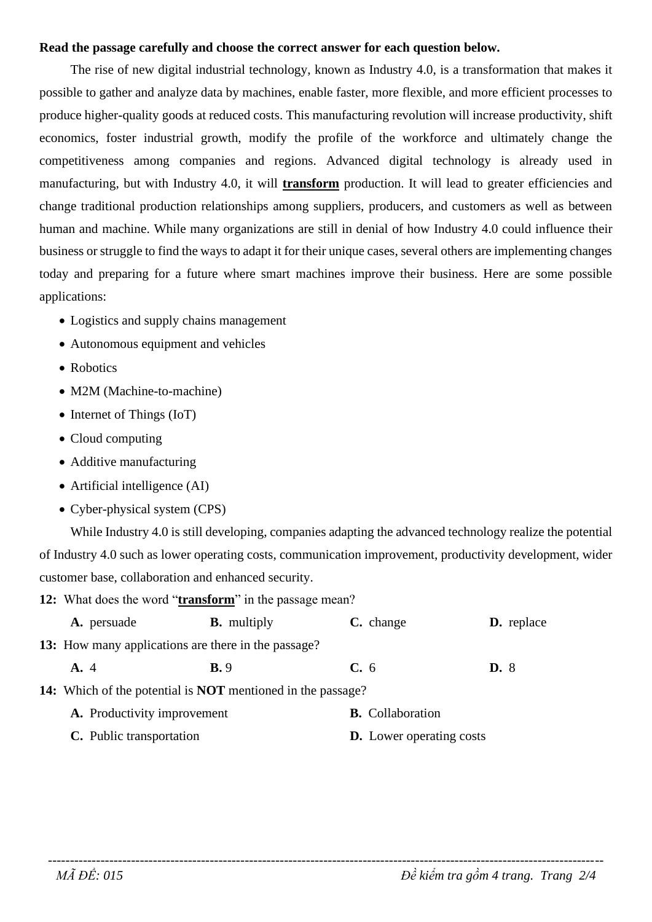**Read the passage carefully and choose the correct answer for each question below.**

The rise of new digital industrial technology, known as Industry 4.0, is a transformation that makes it possible to gather and analyze data by machines, enable faster, more flexible, and more efficient processes to produce higher-quality goods at reduced costs. This manufacturing revolution will increase productivity, shift economics, foster industrial growth, modify the profile of the workforce and ultimately change the competitiveness among companies and regions. Advanced digital technology is already used in manufacturing, but with Industry 4.0, it will **transform** production. It will lead to greater efficiencies and change traditional production relationships among suppliers, producers, and customers as well as between human and machine. While many organizations are still in denial of how Industry 4.0 could influence their business or struggle to find the ways to adapt it for their unique cases, several others are implementing changes today and preparing for a future where smart machines improve their business. Here are some possible applications:

- Logistics and supply chains management
- Autonomous equipment and vehicles
- Robotics
- M2M (Machine-to-machine)
- Internet of Things (IoT)
- Cloud computing
- Additive manufacturing
- Artificial intelligence (AI)
- Cyber-physical system (CPS)

While Industry 4.0 is still developing, companies adapting the advanced technology realize the potential of Industry 4.0 such as lower operating costs, communication improvement, productivity development, wider customer base, collaboration and enhanced security.

**12:** What does the word "**transform**" in the passage mean?

**A.** persuade **B.** multiply **C.** change **D.** replace

**13:** How many applications are there in the passage?

**A.** 4 **B.** 9 **C.** 6 **D.** 8

**14:** Which of the potential is **NOT** mentioned in the passage?

**A.** Productivity improvement **B.** Collaboration

**C.** Public transportation **D.** Lower operating costs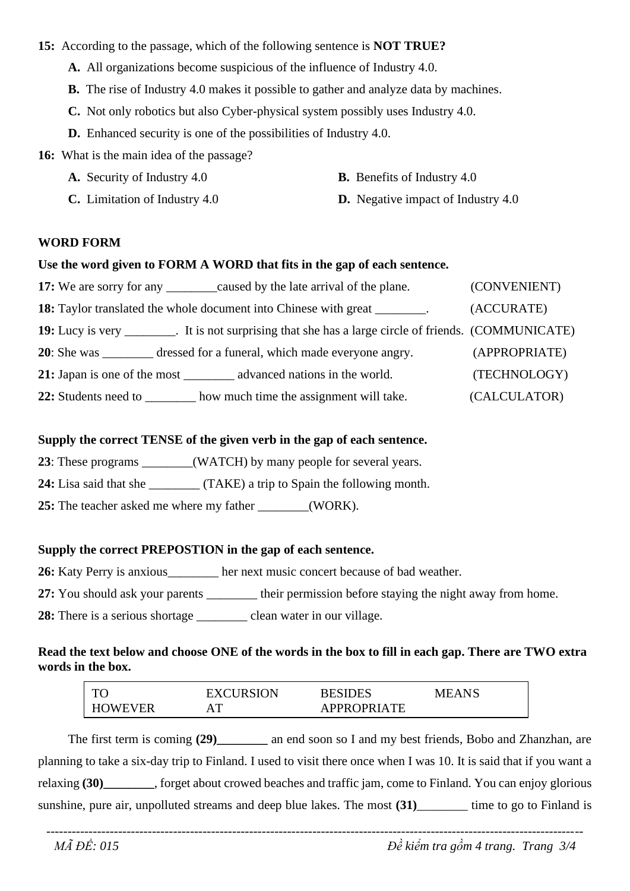**15:** According to the passage, which of the following sentence is **NOT TRUE?**

**A.** All organizations become suspicious of the influence of Industry 4.0.

**B.** The rise of Industry 4.0 makes it possible to gather and analyze data by machines.

**C.** Not only robotics but also Cyber-physical system possibly uses Industry 4.0.

**D.** Enhanced security is one of the possibilities of Industry 4.0.

**16:** What is the main idea of the passage?

**A.** Security of Industry 4.0

**B.** Benefits of Industry 4.0

**C.** Limitation of Industry 4.0

**D.** Negative impact of Industry 4.0

**WORD FORM**

**Use the word given to FORM A WORD that fits in the gap of each sentence.**

**17:** We are sorry for any ________caused by the late arrival of the plane. (CONVENIENT)

**18:** Taylor translated the whole document into Chinese with great ________. (ACCURATE)

**19:** Lucy is very ________. It is not surprising that she has a large circle of friends. (COMMUNICATE)

**20**: She was ________ dressed for a funeral, which made everyone angry. (APPROPRIATE)

**21:** Japan is one of the most ________ advanced nations in the world. (TECHNOLOGY)

**22:** Students need to ________ how much time the assignment will take. (CALCULATOR)

**Supply the correct TENSE of the given verb in the gap of each sentence.**

**23**: These programs ________(WATCH) by many people for several years.

**24:** Lisa said that she ________ (TAKE) a trip to Spain the following month.

**25:** The teacher asked me where my father ________(WORK).

**Supply the correct PREPOSTION in the gap of each sentence.**

**26:** Katy Perry is anxious________ her next music concert because of bad weather.

**27:** You should ask your parents ________ their permission before staying the night away from home.

**28:** There is a serious shortage ________ clean water in our village.

**Read the text below and choose ONE of the words in the box to fill in each gap. There are TWO extra words in the box.**

| TO | EXCURSION | BESIDES | MEANS |
|---|---|---|---|
| HOWEVER | AT | APPROPRIATE | |

The first term is coming **(29)________** an end soon so I and my best friends, Bobo and Zhanzhan, are planning to take a six-day trip to Finland. I used to visit there once when I was 10. It is said that if you want a relaxing **(30)________**, forget about crowed beaches and traffic jam, come to Finland. You can enjoy glorious sunshine, pure air, unpolluted streams and deep blue lakes. The most **(31)________** time to go to Finland is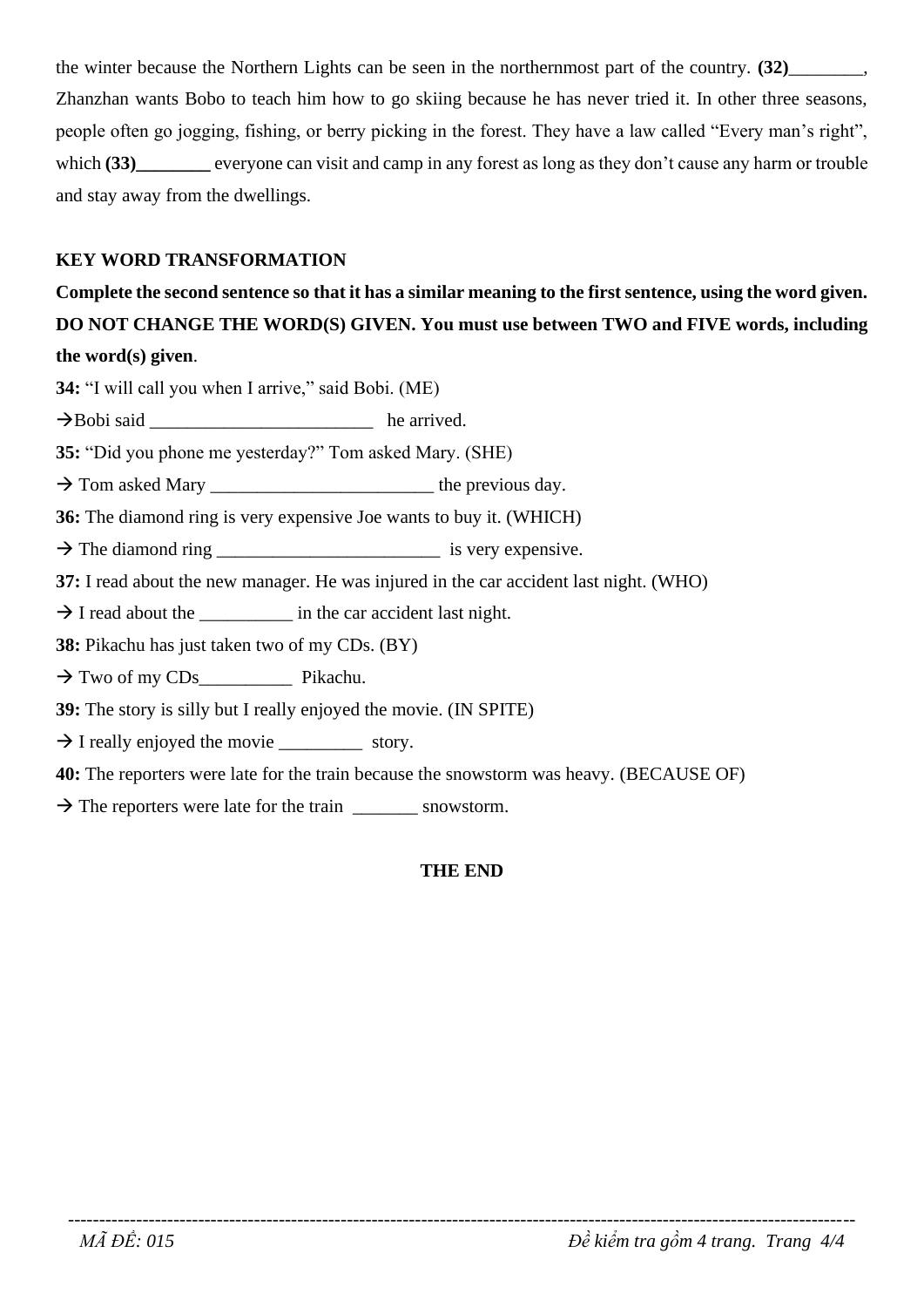the winter because the Northern Lights can be seen in the northernmost part of the country. **(32)**________, Zhanzhan wants Bobo to teach him how to go skiing because he has never tried it. In other three seasons, people often go jogging, fishing, or berry picking in the forest. They have a law called "Every man's right", which **(33)________** everyone can visit and camp in any forest as long as they don't cause any harm or trouble and stay away from the dwellings.

**KEY WORD TRANSFORMATION**

**Complete the second sentence so that it has a similar meaning to the first sentence, using the word given. DO NOT CHANGE THE WORD(S) GIVEN. You must use between TWO and FIVE words, including the word(s) given**.

**34:** "I will call you when I arrive," said Bobi. (ME)

→Bobi said ________________________ he arrived.

**35:** "Did you phone me yesterday?" Tom asked Mary. (SHE)

→ Tom asked Mary ________________________ the previous day.

**36:** The diamond ring is very expensive Joe wants to buy it. (WHICH)

→ The diamond ring ________________________ is very expensive.

**37:** I read about the new manager. He was injured in the car accident last night. (WHO)

→ I read about the __________ in the car accident last night.

**38:** Pikachu has just taken two of my CDs. (BY)

→ Two of my CDs__________ Pikachu.

**39:** The story is silly but I really enjoyed the movie. (IN SPITE)

→ I really enjoyed the movie _________ story.

**40:** The reporters were late for the train because the snowstorm was heavy. (BECAUSE OF)

→ The reporters were late for the train _______ snowstorm.

**THE END**

*MÃ ĐỀ: 015*